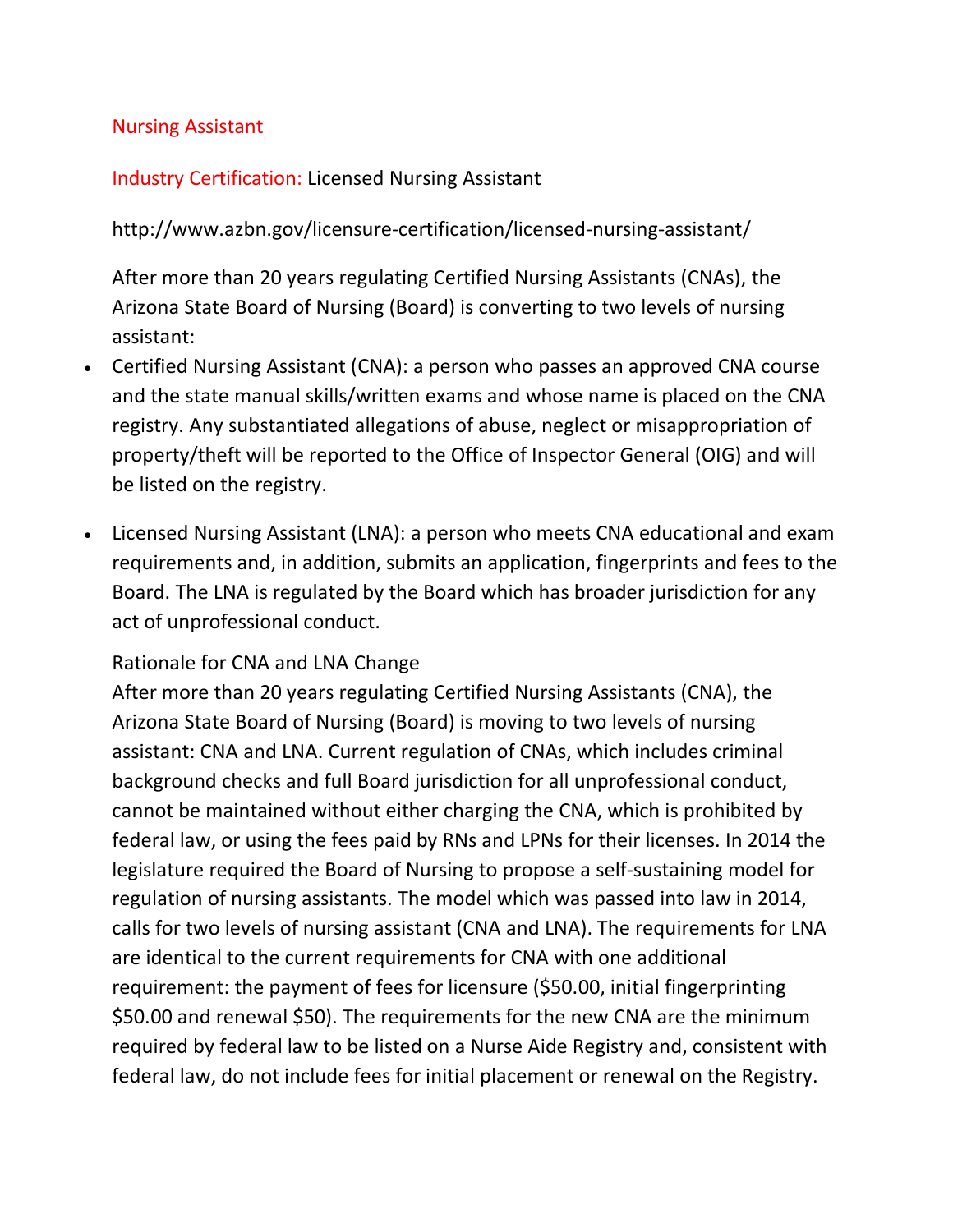## Nursing Assistant

**Industry Certification:** Licensed Nursing Assistant

http://www.azbn.gov/licensure-certification/licensed-nursing-assistant/

After more than 20 years regulating Certified Nursing Assistants (CNAs), the Arizona State Board of Nursing (Board) is converting to two levels of nursing assistant:

- Certified Nursing Assistant (CNA): a person who passes an approved CNA course and the state manual skills/written exams and whose name is placed on the CNA registry. Any substantiated allegations of abuse, neglect or misappropriation of property/theft will be reported to the Office of Inspector General (OIG) and will be listed on the registry.
- Licensed Nursing Assistant (LNA): a person who meets CNA educational and exam requirements and, in addition, submits an application, fingerprints and fees to the Board. The LNA is regulated by the Board which has broader jurisdiction for any act of unprofessional conduct.

Rationale for CNA and LNA Change

After more than 20 years regulating Certified Nursing Assistants (CNA), the Arizona State Board of Nursing (Board) is moving to two levels of nursing assistant: CNA and LNA. Current regulation of CNAs, which includes criminal background checks and full Board jurisdiction for all unprofessional conduct, cannot be maintained without either charging the CNA, which is prohibited by federal law, or using the fees paid by RNs and LPNs for their licenses. In 2014 the legislature required the Board of Nursing to propose a self-sustaining model for regulation of nursing assistants. The model which was passed into law in 2014, calls for two levels of nursing assistant (CNA and LNA). The requirements for LNA are identical to the current requirements for CNA with one additional requirement: the payment of fees for licensure ($50.00, initial fingerprinting $50.00 and renewal $50). The requirements for the new CNA are the minimum required by federal law to be listed on a Nurse Aide Registry and, consistent with federal law, do not include fees for initial placement or renewal on the Registry.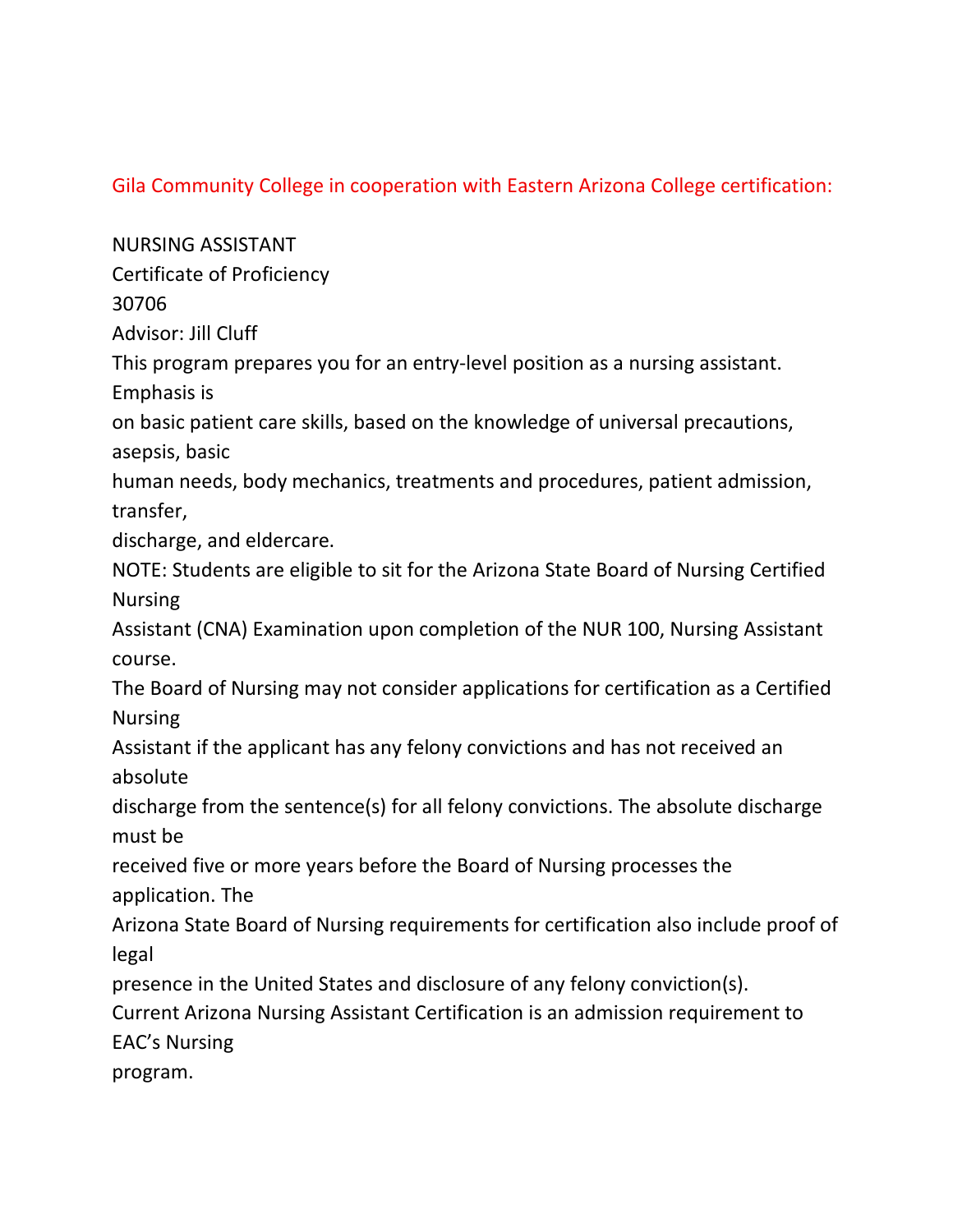Gila Community College in cooperation with Eastern Arizona College certification:

NURSING ASSISTANT

Certificate of Proficiency

30706

Advisor: Jill Cluff

This program prepares you for an entry-level position as a nursing assistant. Emphasis is on basic patient care skills, based on the knowledge of universal precautions, asepsis, basic human needs, body mechanics, treatments and procedures, patient admission, transfer, discharge, and eldercare.

NOTE: Students are eligible to sit for the Arizona State Board of Nursing Certified Nursing Assistant (CNA) Examination upon completion of the NUR 100, Nursing Assistant course. The Board of Nursing may not consider applications for certification as a Certified Nursing Assistant if the applicant has any felony convictions and has not received an absolute discharge from the sentence(s) for all felony convictions. The absolute discharge must be received five or more years before the Board of Nursing processes the application. The Arizona State Board of Nursing requirements for certification also include proof of legal presence in the United States and disclosure of any felony conviction(s).

Current Arizona Nursing Assistant Certification is an admission requirement to EAC's Nursing program.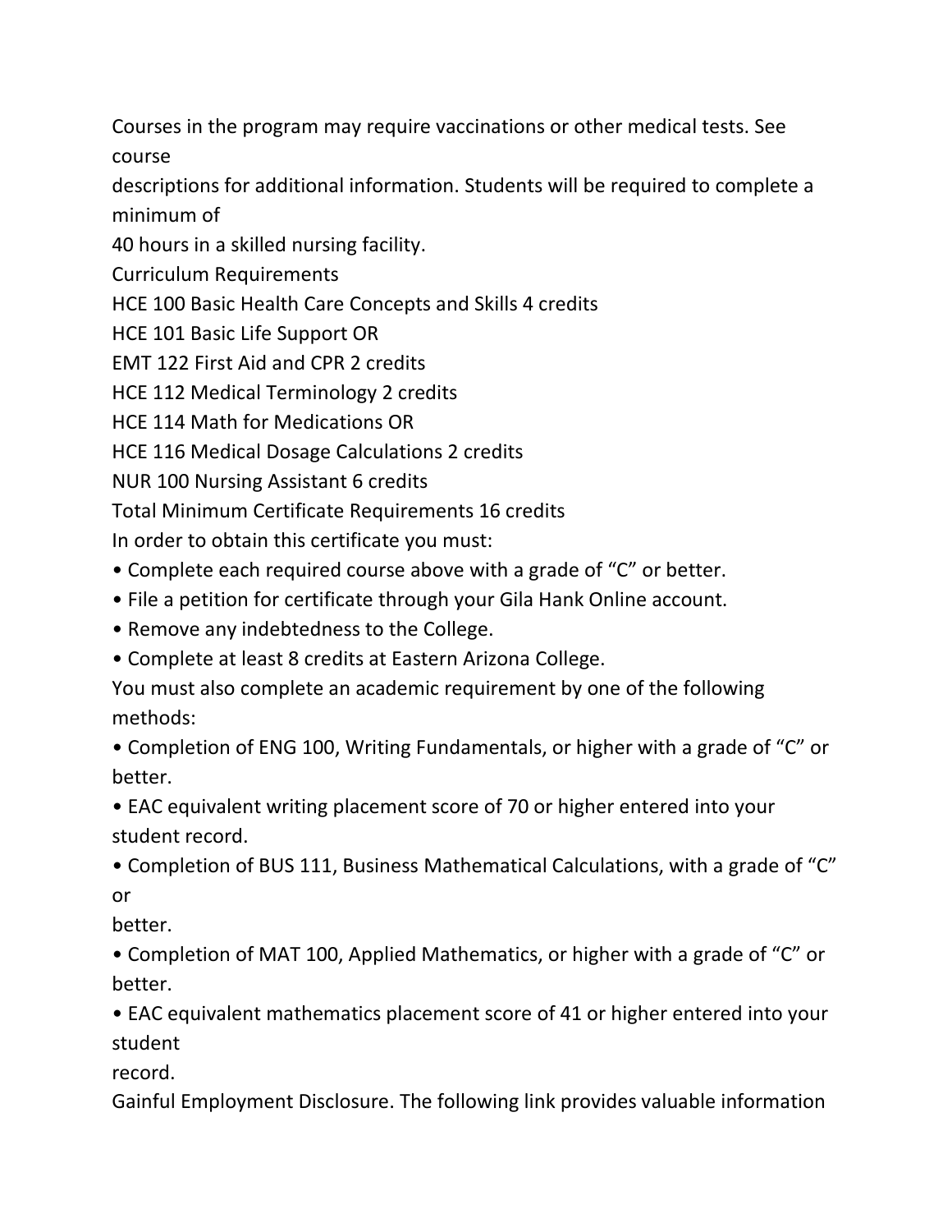Courses in the program may require vaccinations or other medical tests. See course descriptions for additional information. Students will be required to complete a minimum of 40 hours in a skilled nursing facility.

## Curriculum Requirements

HCE 100 Basic Health Care Concepts and Skills 4 credits

HCE 101 Basic Life Support OR

EMT 122 First Aid and CPR 2 credits

HCE 112 Medical Terminology 2 credits

HCE 114 Math for Medications OR

HCE 116 Medical Dosage Calculations 2 credits

NUR 100 Nursing Assistant 6 credits

Total Minimum Certificate Requirements 16 credits

In order to obtain this certificate you must:

- Complete each required course above with a grade of “C” or better.
- File a petition for certificate through your Gila Hank Online account.
- Remove any indebtedness to the College.
- Complete at least 8 credits at Eastern Arizona College.

You must also complete an academic requirement by one of the following methods:

- Completion of ENG 100, Writing Fundamentals, or higher with a grade of “C” or better.
- EAC equivalent writing placement score of 70 or higher entered into your student record.
- Completion of BUS 111, Business Mathematical Calculations, with a grade of “C” or better.
- Completion of MAT 100, Applied Mathematics, or higher with a grade of “C” or better.
- EAC equivalent mathematics placement score of 41 or higher entered into your student record.

Gainful Employment Disclosure. The following link provides valuable information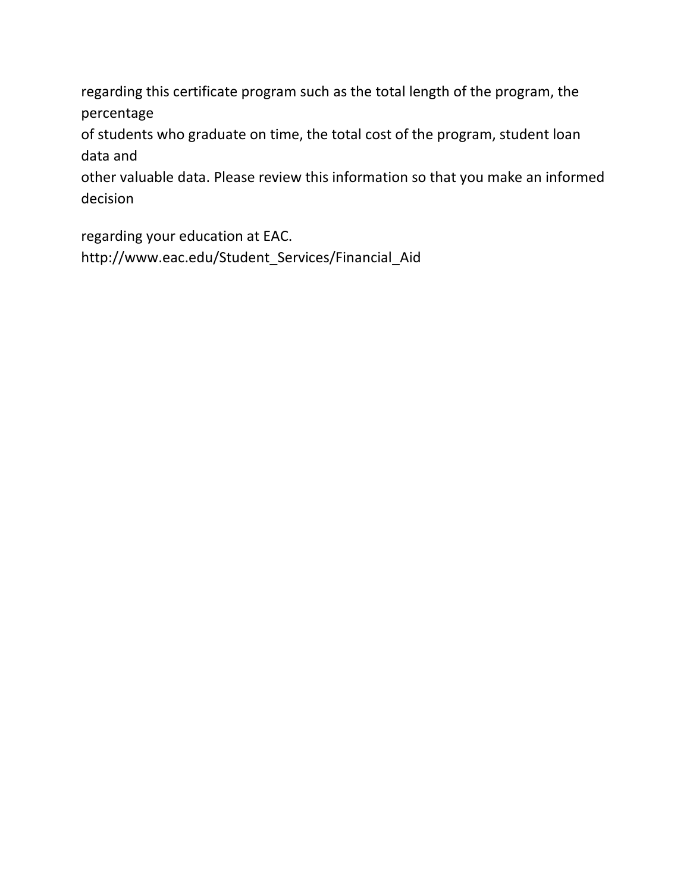regarding this certificate program such as the total length of the program, the percentage of students who graduate on time, the total cost of the program, student loan data and other valuable data. Please review this information so that you make an informed decision

regarding your education at EAC.
http://www.eac.edu/Student_Services/Financial_Aid